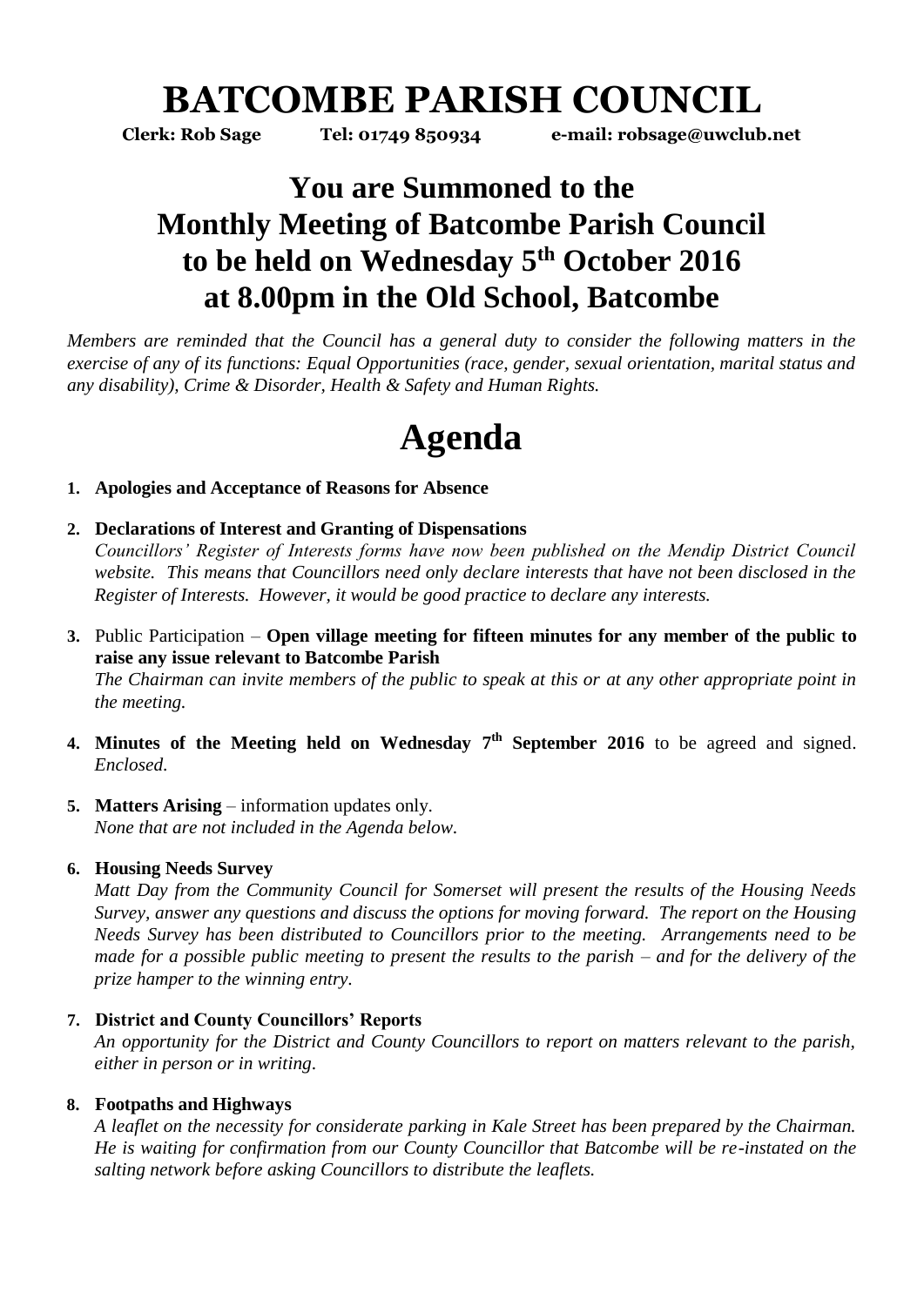# BATCOMBE PARISH COUNCIL

**Clerk: Rob Sage Tel: 01749 850934 e-mail: robsage@uwclub.net**

## You are Summoned to the Monthly Meeting of Batcombe Parish Council to be held on Wednesday 5th October 2016 at 8.00pm in the Old School, Batcombe

*Members are reminded that the Council has a general duty to consider the following matters in the exercise of any of its functions: Equal Opportunities (race, gender, sexual orientation, marital status and any disability), Crime & Disorder, Health & Safety and Human Rights.*

# Agenda

1. **Apologies and Acceptance of Reasons for Absence**

2. **Declarations of Interest and Granting of Dispensations**
   *Councillors' Register of Interests forms have now been published on the Mendip District Council website. This means that Councillors need only declare interests that have not been disclosed in the Register of Interests. However, it would be good practice to declare any interests.*

3. Public Participation – **Open village meeting for fifteen minutes for any member of the public to raise any issue relevant to Batcombe Parish**
   *The Chairman can invite members of the public to speak at this or at any other appropriate point in the meeting.*

4. **Minutes of the Meeting held on Wednesday 7th September 2016** to be agreed and signed. *Enclosed.*

5. **Matters Arising** – information updates only.
   *None that are not included in the Agenda below.*

6. **Housing Needs Survey**
   *Matt Day from the Community Council for Somerset will present the results of the Housing Needs Survey, answer any questions and discuss the options for moving forward. The report on the Housing Needs Survey has been distributed to Councillors prior to the meeting. Arrangements need to be made for a possible public meeting to present the results to the parish – and for the delivery of the prize hamper to the winning entry.*

7. **District and County Councillors' Reports**
   *An opportunity for the District and County Councillors to report on matters relevant to the parish, either in person or in writing.*

8. **Footpaths and Highways**
   *A leaflet on the necessity for considerate parking in Kale Street has been prepared by the Chairman. He is waiting for confirmation from our County Councillor that Batcombe will be re-instated on the salting network before asking Councillors to distribute the leaflets.*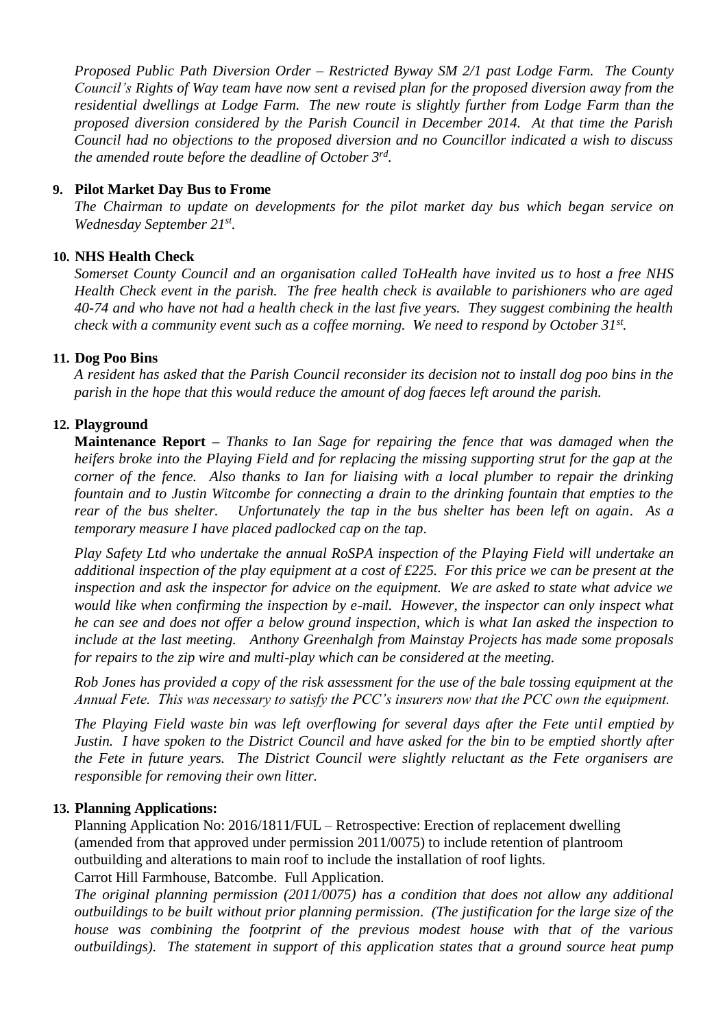*Proposed Public Path Diversion Order – Restricted Byway SM 2/1 past Lodge Farm. The County Council's Rights of Way team have now sent a revised plan for the proposed diversion away from the residential dwellings at Lodge Farm. The new route is slightly further from Lodge Farm than the proposed diversion considered by the Parish Council in December 2014. At that time the Parish Council had no objections to the proposed diversion and no Councillor indicated a wish to discuss the amended route before the deadline of October 3rd.*

**9. Pilot Market Day Bus to Frome**

*The Chairman to update on developments for the pilot market day bus which began service on Wednesday September 21st.*

**10. NHS Health Check**

*Somerset County Council and an organisation called ToHealth have invited us to host a free NHS Health Check event in the parish. The free health check is available to parishioners who are aged 40-74 and who have not had a health check in the last five years. They suggest combining the health check with a community event such as a coffee morning. We need to respond by October 31st.*

**11. Dog Poo Bins**

*A resident has asked that the Parish Council reconsider its decision not to install dog poo bins in the parish in the hope that this would reduce the amount of dog faeces left around the parish.*

**12. Playground**

**Maintenance Report –** *Thanks to Ian Sage for repairing the fence that was damaged when the heifers broke into the Playing Field and for replacing the missing supporting strut for the gap at the corner of the fence. Also thanks to Ian for liaising with a local plumber to repair the drinking fountain and to Justin Witcombe for connecting a drain to the drinking fountain that empties to the rear of the bus shelter. Unfortunately the tap in the bus shelter has been left on again. As a temporary measure I have placed padlocked cap on the tap.*

*Play Safety Ltd who undertake the annual RoSPA inspection of the Playing Field will undertake an additional inspection of the play equipment at a cost of £225. For this price we can be present at the inspection and ask the inspector for advice on the equipment. We are asked to state what advice we would like when confirming the inspection by e-mail. However, the inspector can only inspect what he can see and does not offer a below ground inspection, which is what Ian asked the inspection to include at the last meeting. Anthony Greenhalgh from Mainstay Projects has made some proposals for repairs to the zip wire and multi-play which can be considered at the meeting.*

*Rob Jones has provided a copy of the risk assessment for the use of the bale tossing equipment at the Annual Fete. This was necessary to satisfy the PCC's insurers now that the PCC own the equipment.*

*The Playing Field waste bin was left overflowing for several days after the Fete until emptied by Justin. I have spoken to the District Council and have asked for the bin to be emptied shortly after the Fete in future years. The District Council were slightly reluctant as the Fete organisers are responsible for removing their own litter.*

**13. Planning Applications:**

Planning Application No: 2016/1811/FUL – Retrospective: Erection of replacement dwelling (amended from that approved under permission 2011/0075) to include retention of plantroom outbuilding and alterations to main roof to include the installation of roof lights.
Carrot Hill Farmhouse, Batcombe. Full Application.

*The original planning permission (2011/0075) has a condition that does not allow any additional outbuildings to be built without prior planning permission. (The justification for the large size of the house was combining the footprint of the previous modest house with that of the various outbuildings). The statement in support of this application states that a ground source heat pump*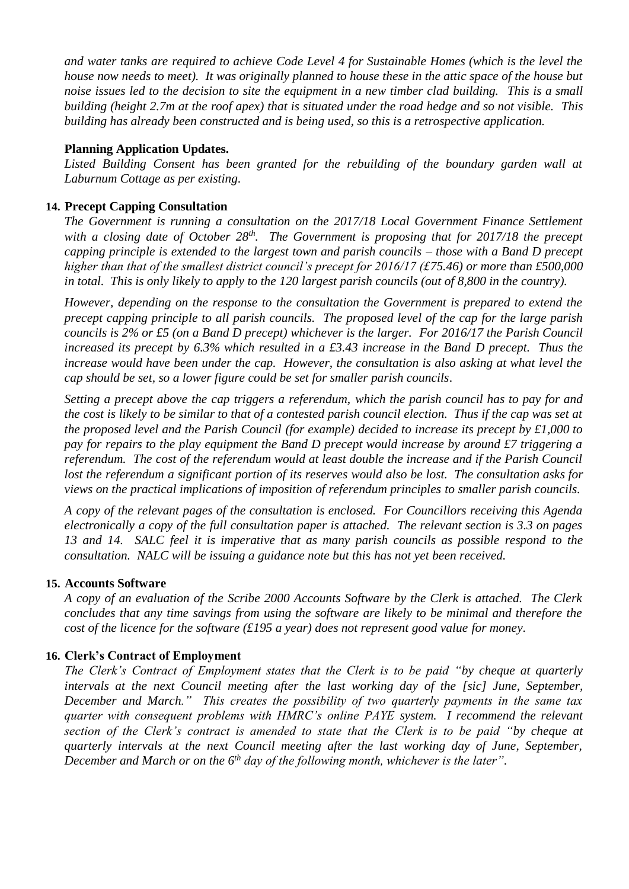*and water tanks are required to achieve Code Level 4 for Sustainable Homes (which is the level the house now needs to meet). It was originally planned to house these in the attic space of the house but noise issues led to the decision to site the equipment in a new timber clad building. This is a small building (height 2.7m at the roof apex) that is situated under the road hedge and so not visible. This building has already been constructed and is being used, so this is a retrospective application.*

**Planning Application Updates.**

*Listed Building Consent has been granted for the rebuilding of the boundary garden wall at Laburnum Cottage as per existing.*

**14. Precept Capping Consultation**

*The Government is running a consultation on the 2017/18 Local Government Finance Settlement with a closing date of October 28th. The Government is proposing that for 2017/18 the precept capping principle is extended to the largest town and parish councils – those with a Band D precept higher than that of the smallest district council's precept for 2016/17 (£75.46) or more than £500,000 in total. This is only likely to apply to the 120 largest parish councils (out of 8,800 in the country).*

*However, depending on the response to the consultation the Government is prepared to extend the precept capping principle to all parish councils. The proposed level of the cap for the large parish councils is 2% or £5 (on a Band D precept) whichever is the larger. For 2016/17 the Parish Council increased its precept by 6.3% which resulted in a £3.43 increase in the Band D precept. Thus the increase would have been under the cap. However, the consultation is also asking at what level the cap should be set, so a lower figure could be set for smaller parish councils.*

*Setting a precept above the cap triggers a referendum, which the parish council has to pay for and the cost is likely to be similar to that of a contested parish council election. Thus if the cap was set at the proposed level and the Parish Council (for example) decided to increase its precept by £1,000 to pay for repairs to the play equipment the Band D precept would increase by around £7 triggering a referendum. The cost of the referendum would at least double the increase and if the Parish Council lost the referendum a significant portion of its reserves would also be lost. The consultation asks for views on the practical implications of imposition of referendum principles to smaller parish councils.*

*A copy of the relevant pages of the consultation is enclosed. For Councillors receiving this Agenda electronically a copy of the full consultation paper is attached. The relevant section is 3.3 on pages 13 and 14. SALC feel it is imperative that as many parish councils as possible respond to the consultation. NALC will be issuing a guidance note but this has not yet been received.*

**15. Accounts Software**

*A copy of an evaluation of the Scribe 2000 Accounts Software by the Clerk is attached. The Clerk concludes that any time savings from using the software are likely to be minimal and therefore the cost of the licence for the software (£195 a year) does not represent good value for money.*

**16. Clerk's Contract of Employment**

*The Clerk's Contract of Employment states that the Clerk is to be paid "by cheque at quarterly intervals at the next Council meeting after the last working day of the [sic] June, September, December and March." This creates the possibility of two quarterly payments in the same tax quarter with consequent problems with HMRC's online PAYE system. I recommend the relevant section of the Clerk's contract is amended to state that the Clerk is to be paid "by cheque at quarterly intervals at the next Council meeting after the last working day of June, September, December and March or on the 6th day of the following month, whichever is the later".*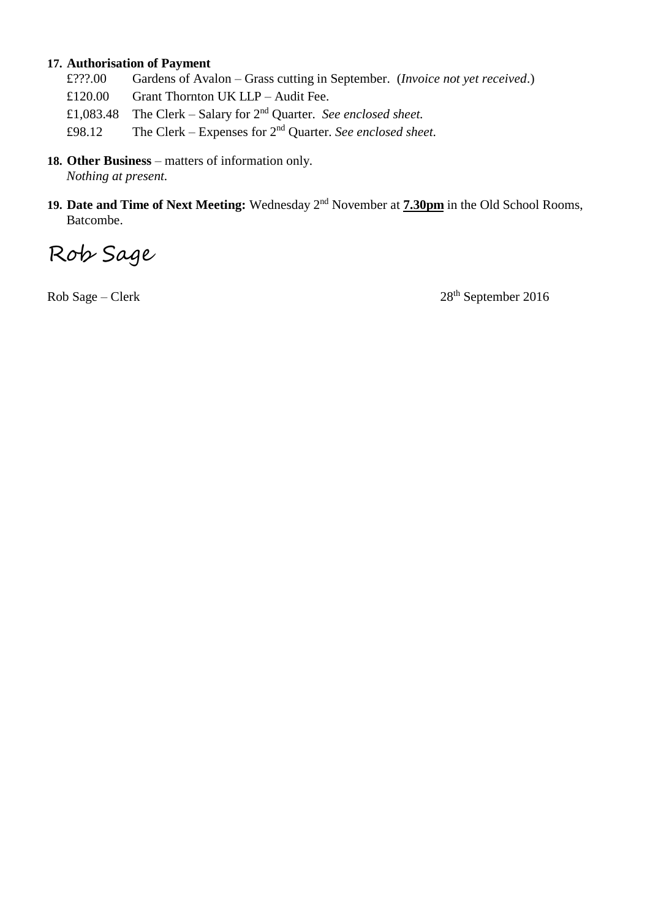**17. Authorisation of Payment**

| | |
|---|---|
| £???.00 | Gardens of Avalon – Grass cutting in September. (*Invoice not yet received*.) |
| £120.00 | Grant Thornton UK LLP – Audit Fee. |
| £1,083.48 | The Clerk – Salary for 2nd Quarter. *See enclosed sheet.* |
| £98.12 | The Clerk – Expenses for 2nd Quarter. *See enclosed sheet.* |

**18. Other Business** – matters of information only.
*Nothing at present.*

**19. Date and Time of Next Meeting:** Wednesday 2nd November at **7.30pm** in the Old School Rooms, Batcombe.

Rob Sage

Rob Sage – Clerk 28th September 2016